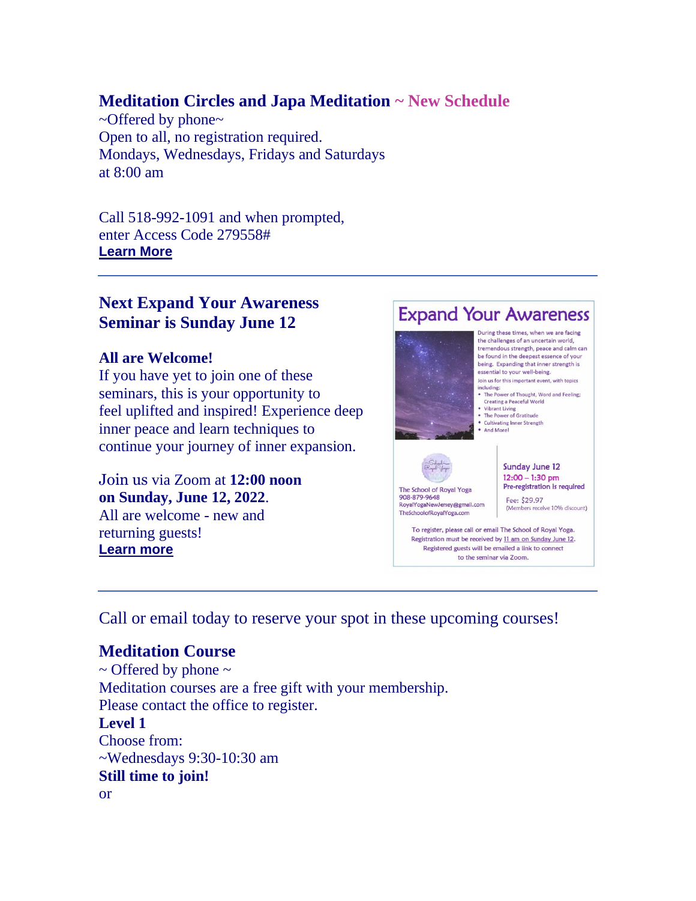## Meditation Circles and Japa Meditation ~ New Schedule

~Offered by phone~
Open to all, no registration required.
Mondays, Wednesdays, Fridays and Saturdays
at 8:00 am

Call 518-992-1091 and when prompted,
enter Access Code 279558#
**Learn More**

---

## Next Expand Your Awareness Seminar is Sunday June 12

**All are Welcome!**
If you have yet to join one of these seminars, this is your opportunity to feel uplifted and inspired! Experience deep inner peace and learn techniques to continue your journey of inner expansion.

Join us via Zoom at **12:00 noon on Sunday, June 12, 2022**.
All are welcome - new and returning guests!
**Learn more**

### Expand Your Awareness

During these times, when we are facing the challenges of an uncertain world, tremendous strength, peace and calm can be found in the deepest essence of your being. Expanding that inner strength is essential to your well-being.

Join us for this important event, with topics including:

- The Power of Thought, Word and Feeling: Creating a Peaceful World
- Vibrant Living
- The Power of Gratitude
- Cultivating Inner Strength
- And More!

The School of Royal Yoga
908-879-9648
RoyalYogaNewJersey@gmail.com
TheSchoolofRoyalYoga.com

Sunday June 12
12:00 – 1:30 pm
Pre-registration is required

Fee: $29.97
(Members receive 10% discount)

To register, please call or email The School of Royal Yoga. Registration must be received by 11 am on Sunday June 12. Registered guests will be emailed a link to connect to the seminar via Zoom.

---

Call or email today to reserve your spot in these upcoming courses!

## Meditation Course

~ Offered by phone ~
Meditation courses are a free gift with your membership.
Please contact the office to register.
**Level 1**
Choose from:
~Wednesdays 9:30-10:30 am
**Still time to join!**
or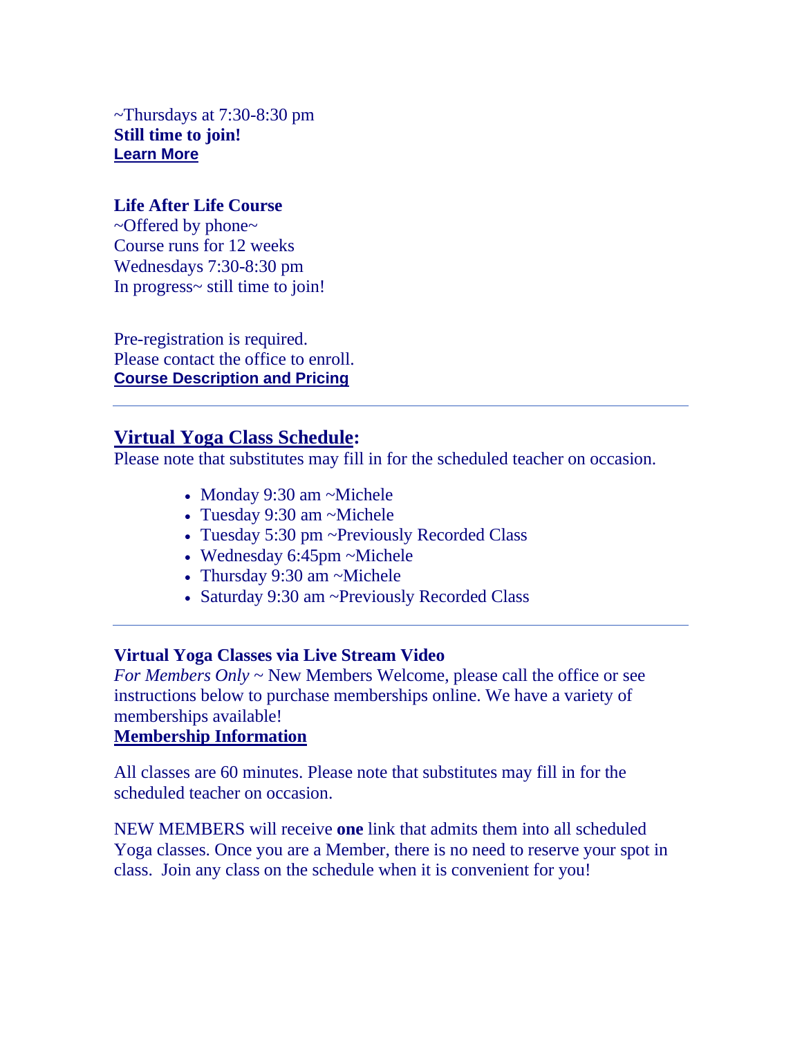~Thursdays at 7:30-8:30 pm
**Still time to join!**
**Learn More**

**Life After Life Course**
~Offered by phone~
Course runs for 12 weeks
Wednesdays 7:30-8:30 pm
In progress~ still time to join!

Pre-registration is required.
Please contact the office to enroll.
**Course Description and Pricing**

---

## Virtual Yoga Class Schedule:

Please note that substitutes may fill in for the scheduled teacher on occasion.

- Monday 9:30 am ~Michele
- Tuesday 9:30 am ~Michele
- Tuesday 5:30 pm ~Previously Recorded Class
- Wednesday 6:45pm ~Michele
- Thursday 9:30 am ~Michele
- Saturday 9:30 am ~Previously Recorded Class

---

**Virtual Yoga Classes via Live Stream Video**
*For Members Only* ~ New Members Welcome, please call the office or see instructions below to purchase memberships online. We have a variety of memberships available!
**Membership Information**

All classes are 60 minutes. Please note that substitutes may fill in for the scheduled teacher on occasion.

NEW MEMBERS will receive **one** link that admits them into all scheduled Yoga classes. Once you are a Member, there is no need to reserve your spot in class. Join any class on the schedule when it is convenient for you!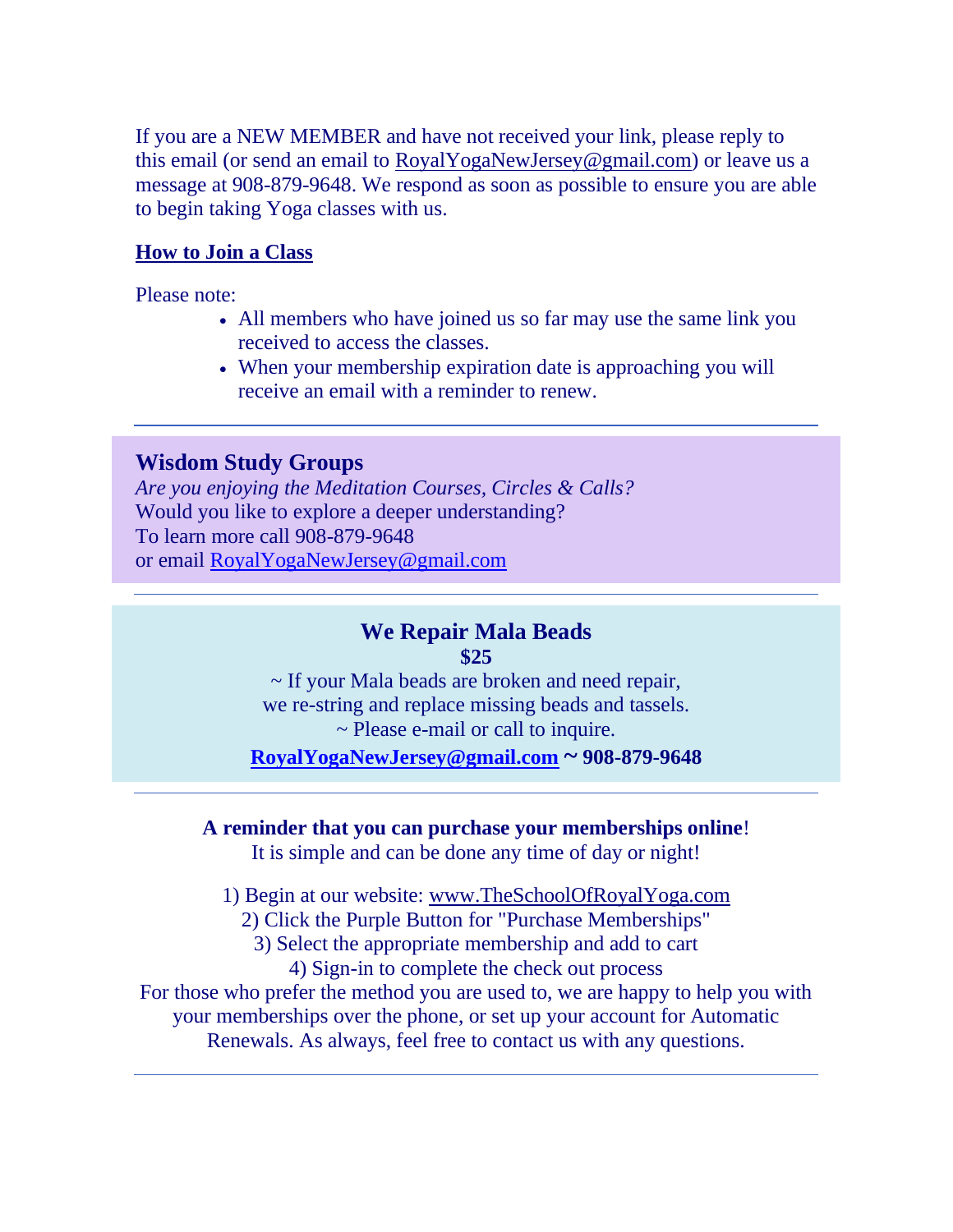If you are a NEW MEMBER and have not received your link, please reply to this email (or send an email to RoyalYogaNewJersey@gmail.com) or leave us a message at 908-879-9648. We respond as soon as possible to ensure you are able to begin taking Yoga classes with us.

**How to Join a Class**

Please note:

- All members who have joined us so far may use the same link you received to access the classes.
- When your membership expiration date is approaching you will receive an email with a reminder to renew.

---

## Wisdom Study Groups

*Are you enjoying the Meditation Courses, Circles & Calls?*
Would you like to explore a deeper understanding?
To learn more call 908-879-9648
or email RoyalYogaNewJersey@gmail.com

---

## We Repair Mala Beads

**$25**

~ If your Mala beads are broken and need repair,
we re-string and replace missing beads and tassels.
~ Please e-mail or call to inquire.

**RoyalYogaNewJersey@gmail.com ~ 908-879-9648**

---

**A reminder that you can purchase your memberships online**!
It is simple and can be done any time of day or night!

1) Begin at our website: www.TheSchoolOfRoyalYoga.com
2) Click the Purple Button for "Purchase Memberships"
3) Select the appropriate membership and add to cart
4) Sign-in to complete the check out process

For those who prefer the method you are used to, we are happy to help you with your memberships over the phone, or set up your account for Automatic Renewals. As always, feel free to contact us with any questions.

---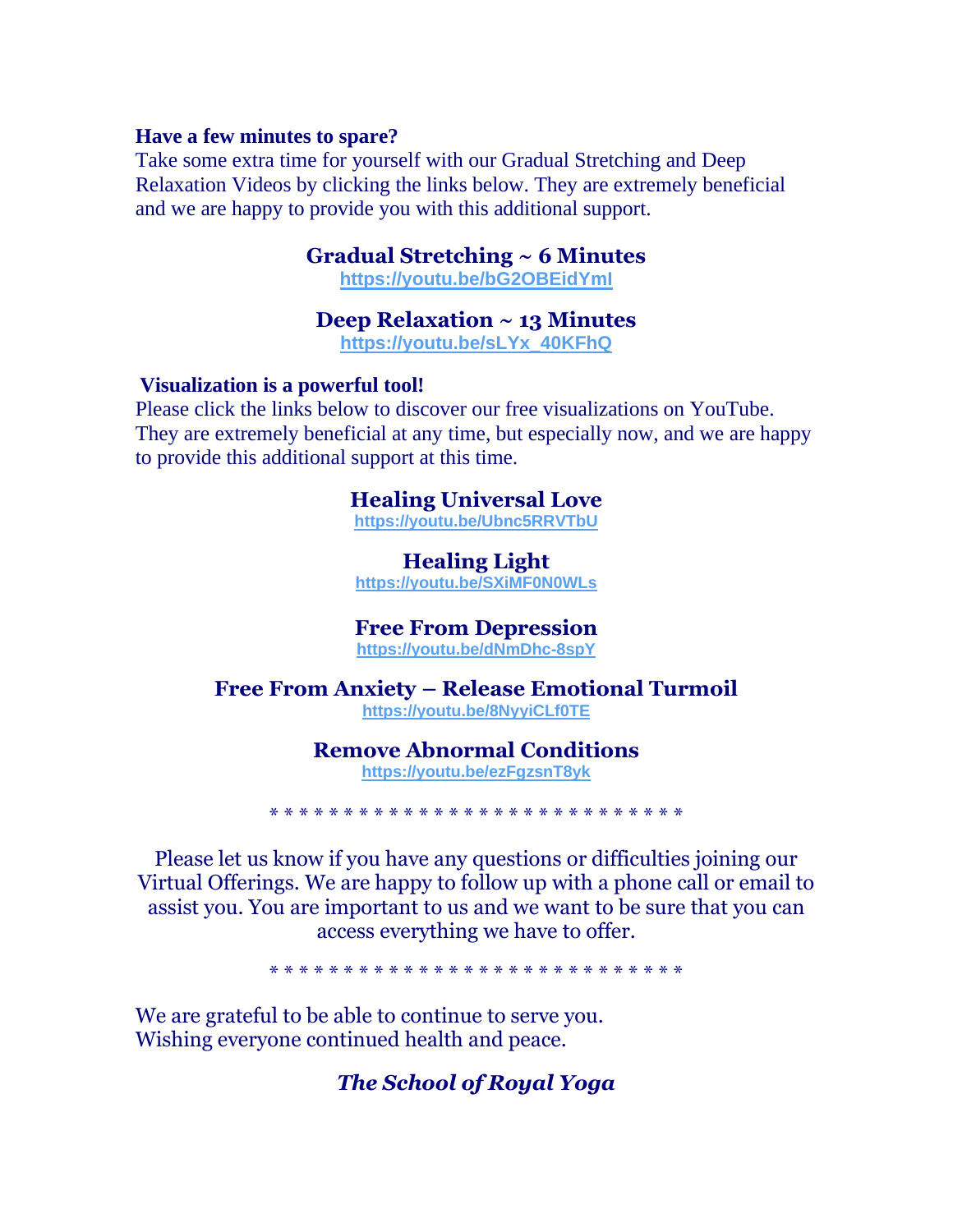**Have a few minutes to spare?**
Take some extra time for yourself with our Gradual Stretching and Deep Relaxation Videos by clicking the links below. They are extremely beneficial and we are happy to provide you with this additional support.

**Gradual Stretching ~ 6 Minutes**
https://youtu.be/bG2OBEidYmI

**Deep Relaxation ~ 13 Minutes**
https://youtu.be/sLYx_40KFhQ

**Visualization is a powerful tool!**
Please click the links below to discover our free visualizations on YouTube. They are extremely beneficial at any time, but especially now, and we are happy to provide this additional support at this time.

**Healing Universal Love**
https://youtu.be/Ubnc5RRVTbU

**Healing Light**
https://youtu.be/SXiMF0N0WLs

**Free From Depression**
https://youtu.be/dNmDhc-8spY

**Free From Anxiety – Release Emotional Turmoil**
https://youtu.be/8NyyiCLf0TE

**Remove Abnormal Conditions**
https://youtu.be/ezFgzsnT8yk

* * * * * * * * * * * * * * * * * * * * * * * * * * * * *

Please let us know if you have any questions or difficulties joining our Virtual Offerings. We are happy to follow up with a phone call or email to assist you. You are important to us and we want to be sure that you can access everything we have to offer.

* * * * * * * * * * * * * * * * * * * * * * * * * * * * *

We are grateful to be able to continue to serve you.
Wishing everyone continued health and peace.

***The School of Royal Yoga***